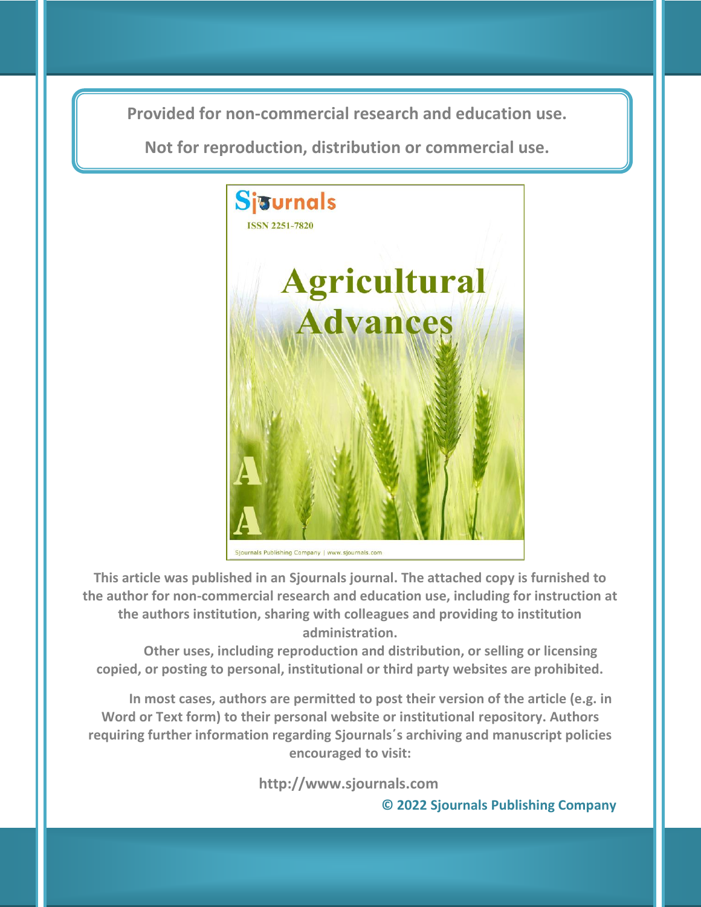Provided for non-commercial research and education use.

Not for reproduction, distribution or commercial use.

Sjournals

ISSN 2251-7820

Agricultural Advances

AA

Sjournals Publishing Company | www.sjournals.com

This article was published in an Sjournals journal. The attached copy is furnished to the author for non-commercial research and education use, including for instruction at the authors institution, sharing with colleagues and providing to institution administration.

Other uses, including reproduction and distribution, or selling or licensing copied, or posting to personal, institutional or third party websites are prohibited.

In most cases, authors are permitted to post their version of the article (e.g. in Word or Text form) to their personal website or institutional repository. Authors requiring further information regarding Sjournals´s archiving and manuscript policies encouraged to visit:

http://www.sjournals.com

© 2022 Sjournals Publishing Company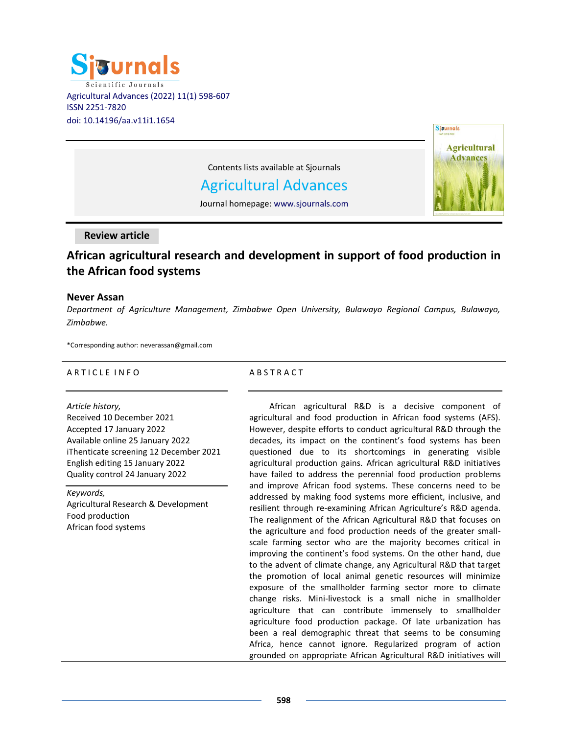Agricultural Advances (2022) 11(1) 598-607
ISSN 2251-7820
doi: 10.14196/aa.v11i1.1654

Contents lists available at Sjournals

Agricultural Advances

Journal homepage: www.sjournals.com

**Review article**

# African agricultural research and development in support of food production in the African food systems

**Never Assan**

*Department of Agriculture Management, Zimbabwe Open University, Bulawayo Regional Campus, Bulawayo, Zimbabwe.*

*Corresponding author: neverassan@gmail.com

## ARTICLE INFO

*Article history,*
Received 10 December 2021
Accepted 17 January 2022
Available online 25 January 2022
iThenticate screening 12 December 2021
English editing 15 January 2022
Quality control 24 January 2022

*Keywords,*
Agricultural Research & Development
Food production
African food systems

## ABSTRACT

African agricultural R&D is a decisive component of agricultural and food production in African food systems (AFS). However, despite efforts to conduct agricultural R&D through the decades, its impact on the continent's food systems has been questioned due to its shortcomings in generating visible agricultural production gains. African agricultural R&D initiatives have failed to address the perennial food production problems and improve African food systems. These concerns need to be addressed by making food systems more efficient, inclusive, and resilient through re-examining African Agriculture's R&D agenda. The realignment of the African Agricultural R&D that focuses on the agriculture and food production needs of the greater small-scale farming sector who are the majority becomes critical in improving the continent's food systems. On the other hand, due to the advent of climate change, any Agricultural R&D that target the promotion of local animal genetic resources will minimize exposure of the smallholder farming sector more to climate change risks. Mini-livestock is a small niche in smallholder agriculture that can contribute immensely to smallholder agriculture food production package. Of late urbanization has been a real demographic threat that seems to be consuming Africa, hence cannot ignore. Regularized program of action grounded on appropriate African Agricultural R&D initiatives will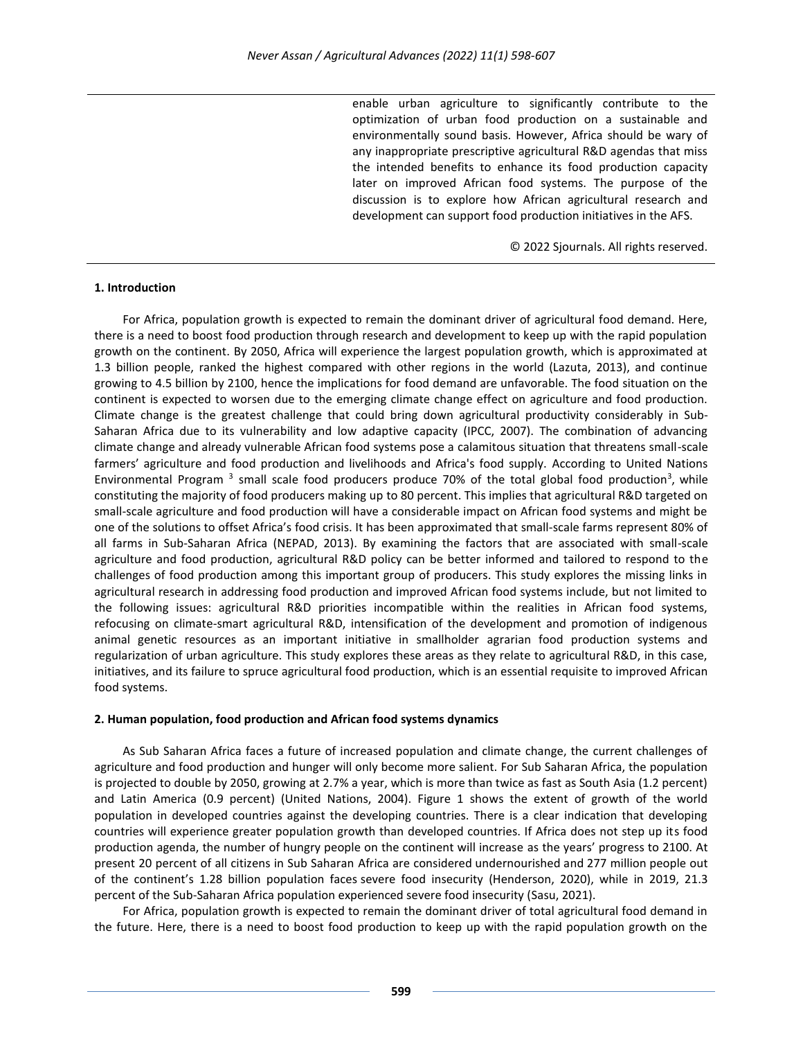enable urban agriculture to significantly contribute to the optimization of urban food production on a sustainable and environmentally sound basis. However, Africa should be wary of any inappropriate prescriptive agricultural R&D agendas that miss the intended benefits to enhance its food production capacity later on improved African food systems. The purpose of the discussion is to explore how African agricultural research and development can support food production initiatives in the AFS.

© 2022 Sjournals. All rights reserved.

## 1. Introduction

For Africa, population growth is expected to remain the dominant driver of agricultural food demand. Here, there is a need to boost food production through research and development to keep up with the rapid population growth on the continent. By 2050, Africa will experience the largest population growth, which is approximated at 1.3 billion people, ranked the highest compared with other regions in the world (Lazuta, 2013), and continue growing to 4.5 billion by 2100, hence the implications for food demand are unfavorable. The food situation on the continent is expected to worsen due to the emerging climate change effect on agriculture and food production. Climate change is the greatest challenge that could bring down agricultural productivity considerably in Sub-Saharan Africa due to its vulnerability and low adaptive capacity (IPCC, 2007). The combination of advancing climate change and already vulnerable African food systems pose a calamitous situation that threatens small-scale farmers' agriculture and food production and livelihoods and Africa's food supply. According to United Nations Environmental Program [3] small scale food producers produce 70% of the total global food production[3], while constituting the majority of food producers making up to 80 percent. This implies that agricultural R&D targeted on small-scale agriculture and food production will have a considerable impact on African food systems and might be one of the solutions to offset Africa's food crisis. It has been approximated that small-scale farms represent 80% of all farms in Sub-Saharan Africa (NEPAD, 2013). By examining the factors that are associated with small-scale agriculture and food production, agricultural R&D policy can be better informed and tailored to respond to the challenges of food production among this important group of producers. This study explores the missing links in agricultural research in addressing food production and improved African food systems include, but not limited to the following issues: agricultural R&D priorities incompatible within the realities in African food systems, refocusing on climate-smart agricultural R&D, intensification of the development and promotion of indigenous animal genetic resources as an important initiative in smallholder agrarian food production systems and regularization of urban agriculture. This study explores these areas as they relate to agricultural R&D, in this case, initiatives, and its failure to spruce agricultural food production, which is an essential requisite to improved African food systems.

## 2. Human population, food production and African food systems dynamics

As Sub Saharan Africa faces a future of increased population and climate change, the current challenges of agriculture and food production and hunger will only become more salient. For Sub Saharan Africa, the population is projected to double by 2050, growing at 2.7% a year, which is more than twice as fast as South Asia (1.2 percent) and Latin America (0.9 percent) (United Nations, 2004). Figure 1 shows the extent of growth of the world population in developed countries against the developing countries. There is a clear indication that developing countries will experience greater population growth than developed countries. If Africa does not step up its food production agenda, the number of hungry people on the continent will increase as the years' progress to 2100. At present 20 percent of all citizens in Sub Saharan Africa are considered undernourished and 277 million people out of the continent's 1.28 billion population faces severe food insecurity (Henderson, 2020), while in 2019, 21.3 percent of the Sub-Saharan Africa population experienced severe food insecurity (Sasu, 2021).

For Africa, population growth is expected to remain the dominant driver of total agricultural food demand in the future. Here, there is a need to boost food production to keep up with the rapid population growth on the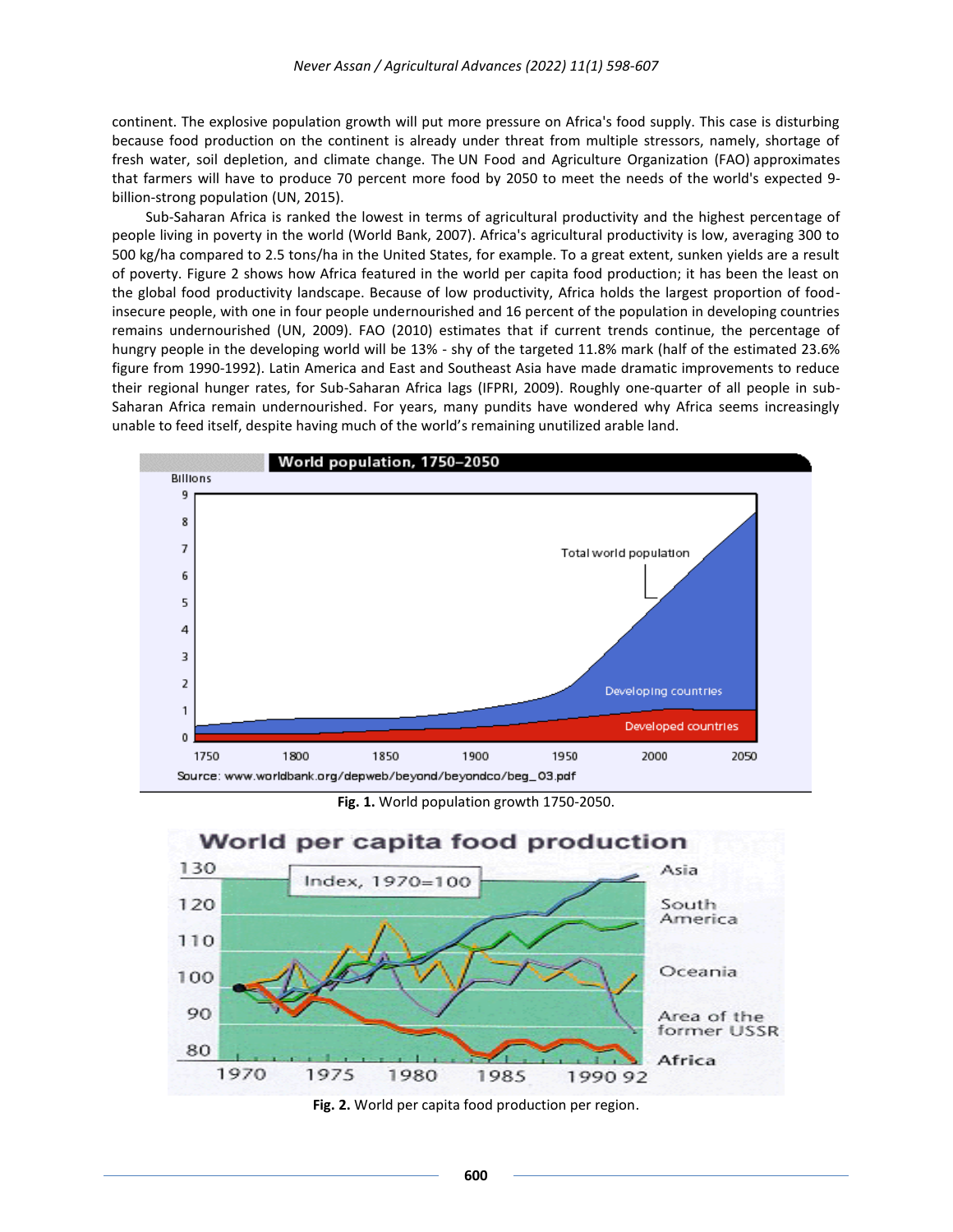continent. The explosive population growth will put more pressure on Africa's food supply. This case is disturbing because food production on the continent is already under threat from multiple stressors, namely, shortage of fresh water, soil depletion, and climate change. The UN Food and Agriculture Organization (FAO) approximates that farmers will have to produce 70 percent more food by 2050 to meet the needs of the world's expected 9-billion-strong population (UN, 2015).

Sub-Saharan Africa is ranked the lowest in terms of agricultural productivity and the highest percentage of people living in poverty in the world (World Bank, 2007). Africa's agricultural productivity is low, averaging 300 to 500 kg/ha compared to 2.5 tons/ha in the United States, for example. To a great extent, sunken yields are a result of poverty. Figure 2 shows how Africa featured in the world per capita food production; it has been the least on the global food productivity landscape. Because of low productivity, Africa holds the largest proportion of food-insecure people, with one in four people undernourished and 16 percent of the population in developing countries remains undernourished (UN, 2009). FAO (2010) estimates that if current trends continue, the percentage of hungry people in the developing world will be 13% - shy of the targeted 11.8% mark (half of the estimated 23.6% figure from 1990-1992). Latin America and East and Southeast Asia have made dramatic improvements to reduce their regional hunger rates, for Sub-Saharan Africa lags (IFPRI, 2009). Roughly one-quarter of all people in sub-Saharan Africa remain undernourished. For years, many pundits have wondered why Africa seems increasingly unable to feed itself, despite having much of the world's remaining unutilized arable land.

**Fig. 1.** World population growth 1750-2050.

**Fig. 2.** World per capita food production per region.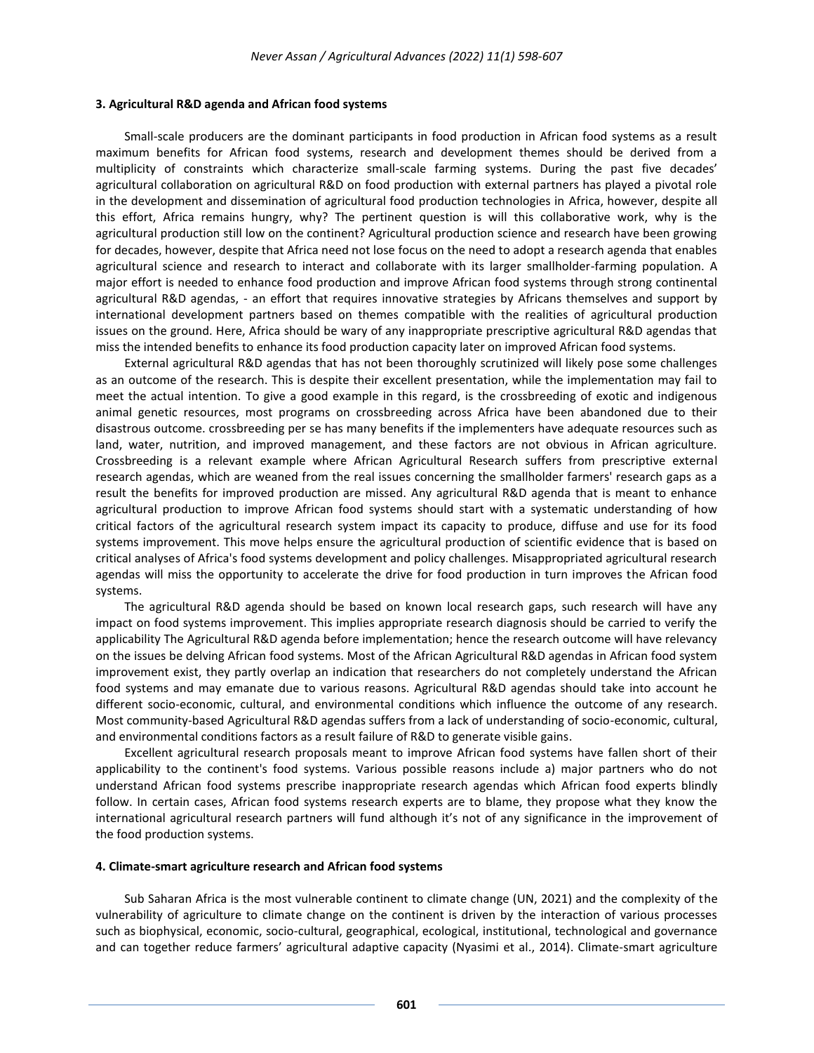### 3. Agricultural R&D agenda and African food systems

Small-scale producers are the dominant participants in food production in African food systems as a result maximum benefits for African food systems, research and development themes should be derived from a multiplicity of constraints which characterize small-scale farming systems. During the past five decades' agricultural collaboration on agricultural R&D on food production with external partners has played a pivotal role in the development and dissemination of agricultural food production technologies in Africa, however, despite all this effort, Africa remains hungry, why? The pertinent question is will this collaborative work, why is the agricultural production still low on the continent? Agricultural production science and research have been growing for decades, however, despite that Africa need not lose focus on the need to adopt a research agenda that enables agricultural science and research to interact and collaborate with its larger smallholder-farming population. A major effort is needed to enhance food production and improve African food systems through strong continental agricultural R&D agendas, - an effort that requires innovative strategies by Africans themselves and support by international development partners based on themes compatible with the realities of agricultural production issues on the ground. Here, Africa should be wary of any inappropriate prescriptive agricultural R&D agendas that miss the intended benefits to enhance its food production capacity later on improved African food systems.

External agricultural R&D agendas that has not been thoroughly scrutinized will likely pose some challenges as an outcome of the research. This is despite their excellent presentation, while the implementation may fail to meet the actual intention. To give a good example in this regard, is the crossbreeding of exotic and indigenous animal genetic resources, most programs on crossbreeding across Africa have been abandoned due to their disastrous outcome. crossbreeding per se has many benefits if the implementers have adequate resources such as land, water, nutrition, and improved management, and these factors are not obvious in African agriculture. Crossbreeding is a relevant example where African Agricultural Research suffers from prescriptive external research agendas, which are weaned from the real issues concerning the smallholder farmers' research gaps as a result the benefits for improved production are missed. Any agricultural R&D agenda that is meant to enhance agricultural production to improve African food systems should start with a systematic understanding of how critical factors of the agricultural research system impact its capacity to produce, diffuse and use for its food systems improvement. This move helps ensure the agricultural production of scientific evidence that is based on critical analyses of Africa's food systems development and policy challenges. Misappropriated agricultural research agendas will miss the opportunity to accelerate the drive for food production in turn improves the African food systems.

The agricultural R&D agenda should be based on known local research gaps, such research will have any impact on food systems improvement. This implies appropriate research diagnosis should be carried to verify the applicability The Agricultural R&D agenda before implementation; hence the research outcome will have relevancy on the issues be delving African food systems. Most of the African Agricultural R&D agendas in African food system improvement exist, they partly overlap an indication that researchers do not completely understand the African food systems and may emanate due to various reasons. Agricultural R&D agendas should take into account he different socio-economic, cultural, and environmental conditions which influence the outcome of any research. Most community-based Agricultural R&D agendas suffers from a lack of understanding of socio-economic, cultural, and environmental conditions factors as a result failure of R&D to generate visible gains.

Excellent agricultural research proposals meant to improve African food systems have fallen short of their applicability to the continent's food systems. Various possible reasons include a) major partners who do not understand African food systems prescribe inappropriate research agendas which African food experts blindly follow. In certain cases, African food systems research experts are to blame, they propose what they know the international agricultural research partners will fund although it's not of any significance in the improvement of the food production systems.

### 4. Climate-smart agriculture research and African food systems

Sub Saharan Africa is the most vulnerable continent to climate change (UN, 2021) and the complexity of the vulnerability of agriculture to climate change on the continent is driven by the interaction of various processes such as biophysical, economic, socio-cultural, geographical, ecological, institutional, technological and governance and can together reduce farmers' agricultural adaptive capacity (Nyasimi et al., 2014). Climate-smart agriculture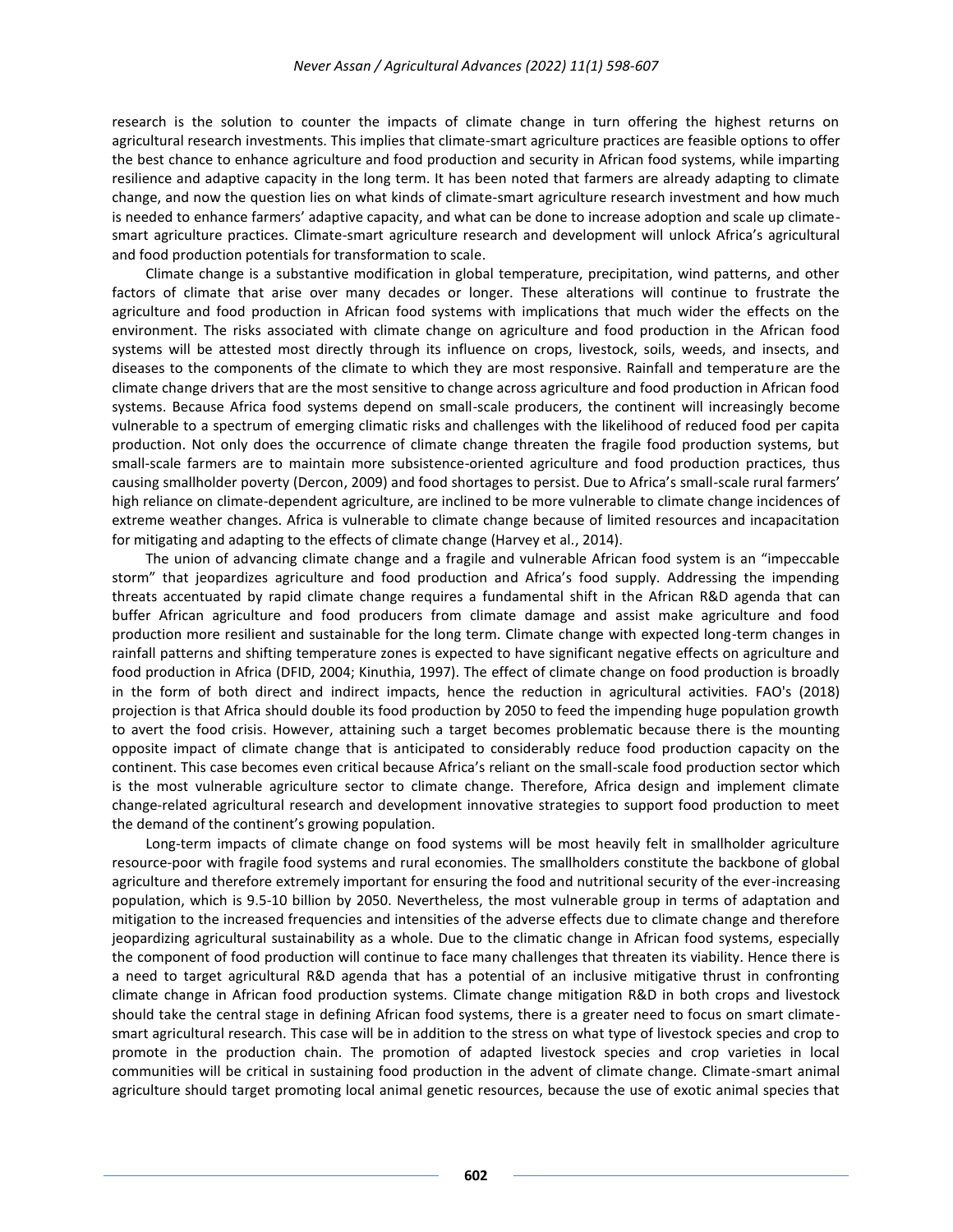research is the solution to counter the impacts of climate change in turn offering the highest returns on agricultural research investments. This implies that climate-smart agriculture practices are feasible options to offer the best chance to enhance agriculture and food production and security in African food systems, while imparting resilience and adaptive capacity in the long term. It has been noted that farmers are already adapting to climate change, and now the question lies on what kinds of climate-smart agriculture research investment and how much is needed to enhance farmers' adaptive capacity, and what can be done to increase adoption and scale up climate-smart agriculture practices. Climate-smart agriculture research and development will unlock Africa's agricultural and food production potentials for transformation to scale.

Climate change is a substantive modification in global temperature, precipitation, wind patterns, and other factors of climate that arise over many decades or longer. These alterations will continue to frustrate the agriculture and food production in African food systems with implications that much wider the effects on the environment. The risks associated with climate change on agriculture and food production in the African food systems will be attested most directly through its influence on crops, livestock, soils, weeds, and insects, and diseases to the components of the climate to which they are most responsive. Rainfall and temperature are the climate change drivers that are the most sensitive to change across agriculture and food production in African food systems. Because Africa food systems depend on small-scale producers, the continent will increasingly become vulnerable to a spectrum of emerging climatic risks and challenges with the likelihood of reduced food per capita production. Not only does the occurrence of climate change threaten the fragile food production systems, but small-scale farmers are to maintain more subsistence-oriented agriculture and food production practices, thus causing smallholder poverty (Dercon, 2009) and food shortages to persist. Due to Africa's small-scale rural farmers' high reliance on climate-dependent agriculture, are inclined to be more vulnerable to climate change incidences of extreme weather changes. Africa is vulnerable to climate change because of limited resources and incapacitation for mitigating and adapting to the effects of climate change (Harvey et al., 2014).

The union of advancing climate change and a fragile and vulnerable African food system is an "impeccable storm" that jeopardizes agriculture and food production and Africa's food supply. Addressing the impending threats accentuated by rapid climate change requires a fundamental shift in the African R&D agenda that can buffer African agriculture and food producers from climate damage and assist make agriculture and food production more resilient and sustainable for the long term. Climate change with expected long-term changes in rainfall patterns and shifting temperature zones is expected to have significant negative effects on agriculture and food production in Africa (DFID, 2004; Kinuthia, 1997). The effect of climate change on food production is broadly in the form of both direct and indirect impacts, hence the reduction in agricultural activities. FAO's (2018) projection is that Africa should double its food production by 2050 to feed the impending huge population growth to avert the food crisis. However, attaining such a target becomes problematic because there is the mounting opposite impact of climate change that is anticipated to considerably reduce food production capacity on the continent. This case becomes even critical because Africa's reliant on the small-scale food production sector which is the most vulnerable agriculture sector to climate change. Therefore, Africa design and implement climate change-related agricultural research and development innovative strategies to support food production to meet the demand of the continent's growing population.

Long-term impacts of climate change on food systems will be most heavily felt in smallholder agriculture resource-poor with fragile food systems and rural economies. The smallholders constitute the backbone of global agriculture and therefore extremely important for ensuring the food and nutritional security of the ever-increasing population, which is 9.5-10 billion by 2050. Nevertheless, the most vulnerable group in terms of adaptation and mitigation to the increased frequencies and intensities of the adverse effects due to climate change and therefore jeopardizing agricultural sustainability as a whole. Due to the climatic change in African food systems, especially the component of food production will continue to face many challenges that threaten its viability. Hence there is a need to target agricultural R&D agenda that has a potential of an inclusive mitigative thrust in confronting climate change in African food production systems. Climate change mitigation R&D in both crops and livestock should take the central stage in defining African food systems, there is a greater need to focus on smart climate-smart agricultural research. This case will be in addition to the stress on what type of livestock species and crop to promote in the production chain. The promotion of adapted livestock species and crop varieties in local communities will be critical in sustaining food production in the advent of climate change. Climate-smart animal agriculture should target promoting local animal genetic resources, because the use of exotic animal species that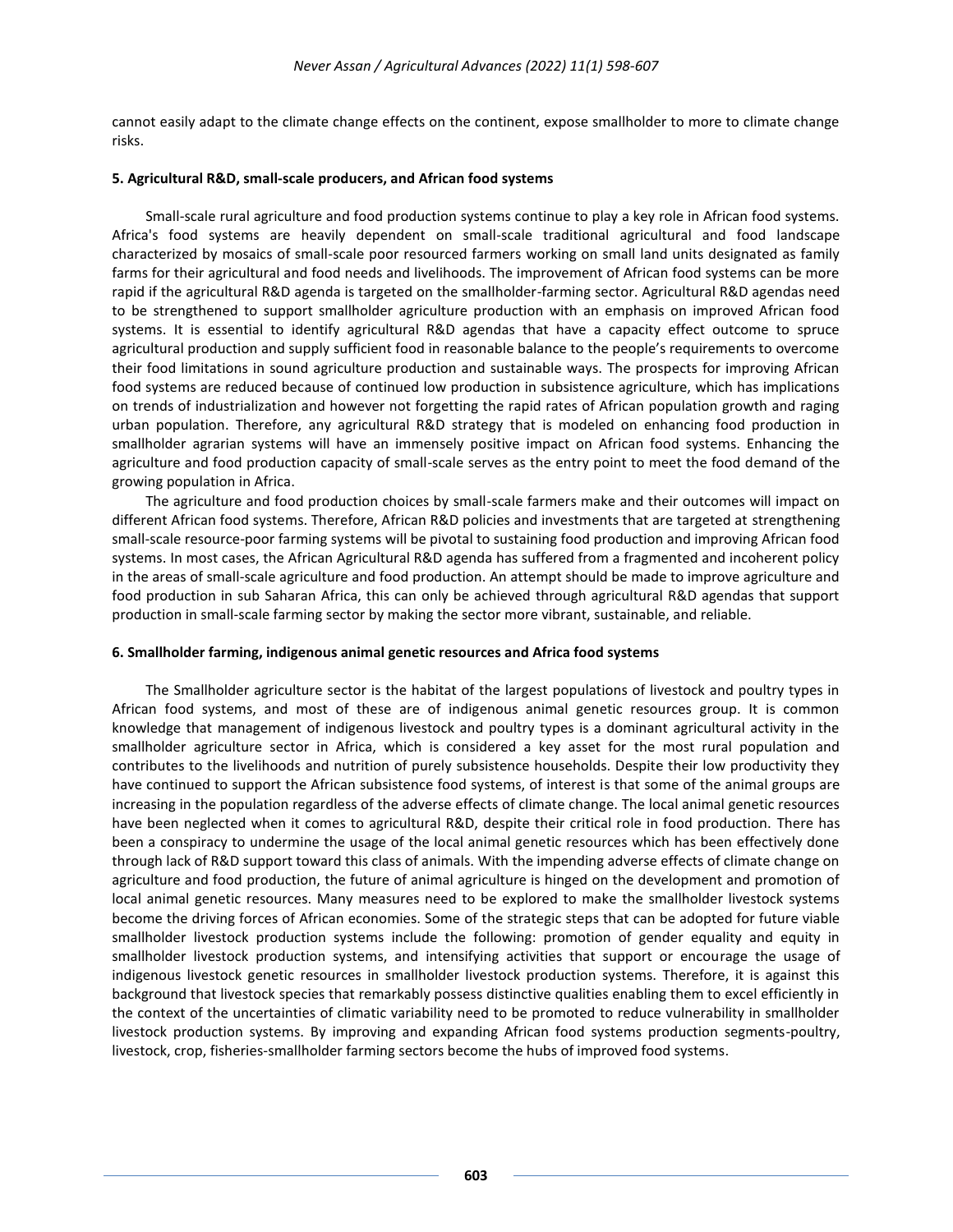cannot easily adapt to the climate change effects on the continent, expose smallholder to more to climate change risks.

### 5. Agricultural R&D, small-scale producers, and African food systems

Small-scale rural agriculture and food production systems continue to play a key role in African food systems. Africa's food systems are heavily dependent on small-scale traditional agricultural and food landscape characterized by mosaics of small-scale poor resourced farmers working on small land units designated as family farms for their agricultural and food needs and livelihoods. The improvement of African food systems can be more rapid if the agricultural R&D agenda is targeted on the smallholder-farming sector. Agricultural R&D agendas need to be strengthened to support smallholder agriculture production with an emphasis on improved African food systems. It is essential to identify agricultural R&D agendas that have a capacity effect outcome to spruce agricultural production and supply sufficient food in reasonable balance to the people's requirements to overcome their food limitations in sound agriculture production and sustainable ways. The prospects for improving African food systems are reduced because of continued low production in subsistence agriculture, which has implications on trends of industrialization and however not forgetting the rapid rates of African population growth and raging urban population. Therefore, any agricultural R&D strategy that is modeled on enhancing food production in smallholder agrarian systems will have an immensely positive impact on African food systems. Enhancing the agriculture and food production capacity of small-scale serves as the entry point to meet the food demand of the growing population in Africa.

The agriculture and food production choices by small-scale farmers make and their outcomes will impact on different African food systems. Therefore, African R&D policies and investments that are targeted at strengthening small-scale resource-poor farming systems will be pivotal to sustaining food production and improving African food systems. In most cases, the African Agricultural R&D agenda has suffered from a fragmented and incoherent policy in the areas of small-scale agriculture and food production. An attempt should be made to improve agriculture and food production in sub Saharan Africa, this can only be achieved through agricultural R&D agendas that support production in small-scale farming sector by making the sector more vibrant, sustainable, and reliable.

### 6. Smallholder farming, indigenous animal genetic resources and Africa food systems

The Smallholder agriculture sector is the habitat of the largest populations of livestock and poultry types in African food systems, and most of these are of indigenous animal genetic resources group. It is common knowledge that management of indigenous livestock and poultry types is a dominant agricultural activity in the smallholder agriculture sector in Africa, which is considered a key asset for the most rural population and contributes to the livelihoods and nutrition of purely subsistence households. Despite their low productivity they have continued to support the African subsistence food systems, of interest is that some of the animal groups are increasing in the population regardless of the adverse effects of climate change. The local animal genetic resources have been neglected when it comes to agricultural R&D, despite their critical role in food production. There has been a conspiracy to undermine the usage of the local animal genetic resources which has been effectively done through lack of R&D support toward this class of animals. With the impending adverse effects of climate change on agriculture and food production, the future of animal agriculture is hinged on the development and promotion of local animal genetic resources. Many measures need to be explored to make the smallholder livestock systems become the driving forces of African economies. Some of the strategic steps that can be adopted for future viable smallholder livestock production systems include the following: promotion of gender equality and equity in smallholder livestock production systems, and intensifying activities that support or encourage the usage of indigenous livestock genetic resources in smallholder livestock production systems. Therefore, it is against this background that livestock species that remarkably possess distinctive qualities enabling them to excel efficiently in the context of the uncertainties of climatic variability need to be promoted to reduce vulnerability in smallholder livestock production systems. By improving and expanding African food systems production segments-poultry, livestock, crop, fisheries-smallholder farming sectors become the hubs of improved food systems.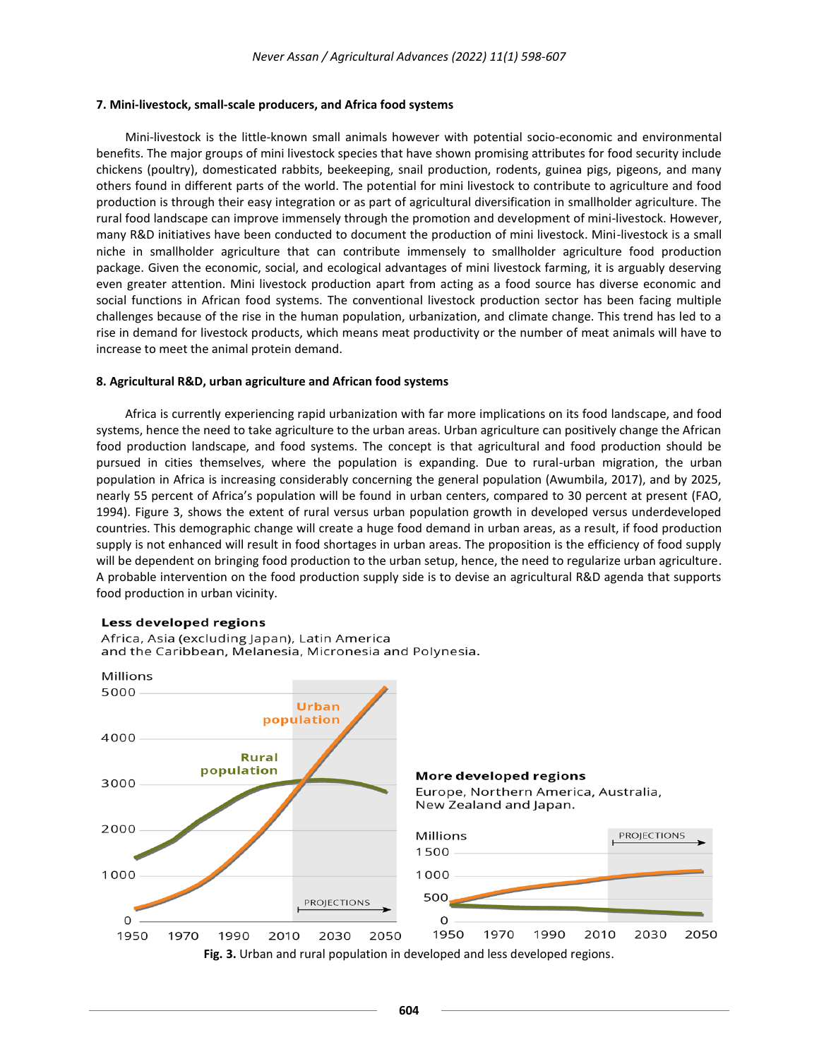### 7. Mini-livestock, small-scale producers, and Africa food systems

Mini-livestock is the little-known small animals however with potential socio-economic and environmental benefits. The major groups of mini livestock species that have shown promising attributes for food security include chickens (poultry), domesticated rabbits, beekeeping, snail production, rodents, guinea pigs, pigeons, and many others found in different parts of the world. The potential for mini livestock to contribute to agriculture and food production is through their easy integration or as part of agricultural diversification in smallholder agriculture. The rural food landscape can improve immensely through the promotion and development of mini-livestock. However, many R&D initiatives have been conducted to document the production of mini livestock. Mini-livestock is a small niche in smallholder agriculture that can contribute immensely to smallholder agriculture food production package. Given the economic, social, and ecological advantages of mini livestock farming, it is arguably deserving even greater attention. Mini livestock production apart from acting as a food source has diverse economic and social functions in African food systems. The conventional livestock production sector has been facing multiple challenges because of the rise in the human population, urbanization, and climate change. This trend has led to a rise in demand for livestock products, which means meat productivity or the number of meat animals will have to increase to meet the animal protein demand.

### 8. Agricultural R&D, urban agriculture and African food systems

Africa is currently experiencing rapid urbanization with far more implications on its food landscape, and food systems, hence the need to take agriculture to the urban areas. Urban agriculture can positively change the African food production landscape, and food systems. The concept is that agricultural and food production should be pursued in cities themselves, where the population is expanding. Due to rural-urban migration, the urban population in Africa is increasing considerably concerning the general population (Awumbila, 2017), and by 2025, nearly 55 percent of Africa's population will be found in urban centers, compared to 30 percent at present (FAO, 1994). Figure 3, shows the extent of rural versus urban population growth in developed versus underdeveloped countries. This demographic change will create a huge food demand in urban areas, as a result, if food production supply is not enhanced will result in food shortages in urban areas. The proposition is the efficiency of food supply will be dependent on bringing food production to the urban setup, hence, the need to regularize urban agriculture. A probable intervention on the food production supply side is to devise an agricultural R&D agenda that supports food production in urban vicinity.

**Fig. 3.** Urban and rural population in developed and less developed regions.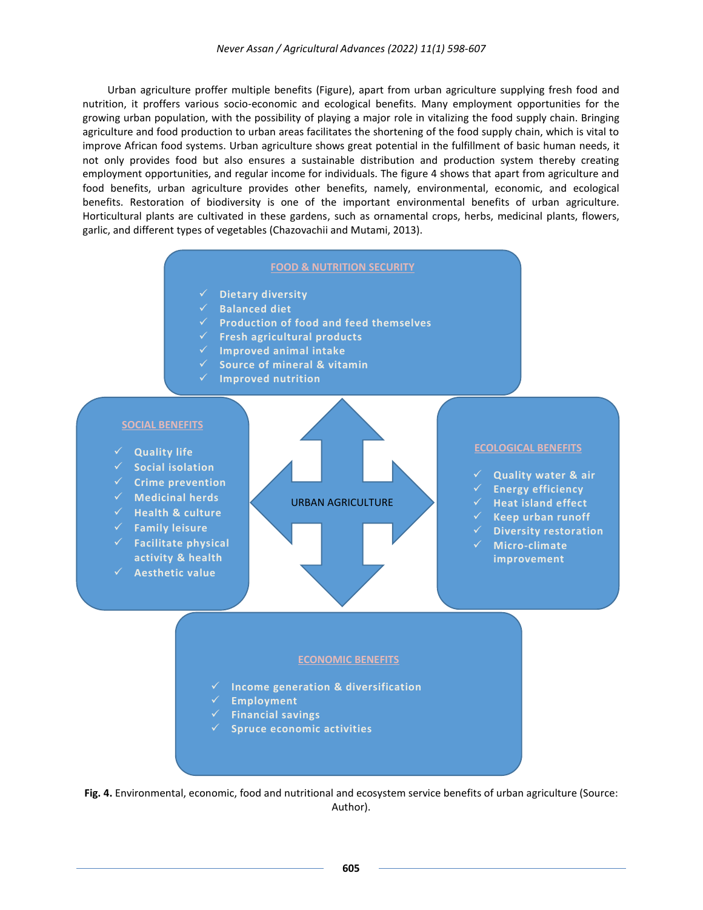Urban agriculture proffer multiple benefits (Figure), apart from urban agriculture supplying fresh food and nutrition, it proffers various socio-economic and ecological benefits. Many employment opportunities for the growing urban population, with the possibility of playing a major role in vitalizing the food supply chain. Bringing agriculture and food production to urban areas facilitates the shortening of the food supply chain, which is vital to improve African food systems. Urban agriculture shows great potential in the fulfillment of basic human needs, it not only provides food but also ensures a sustainable distribution and production system thereby creating employment opportunities, and regular income for individuals. The figure 4 shows that apart from agriculture and food benefits, urban agriculture provides other benefits, namely, environmental, economic, and ecological benefits. Restoration of biodiversity is one of the important environmental benefits of urban agriculture. Horticultural plants are cultivated in these gardens, such as ornamental crops, herbs, medicinal plants, flowers, garlic, and different types of vegetables (Chazovachii and Mutami, 2013).

**FOOD & NUTRITION SECURITY**

- ✓ Dietary diversity
- ✓ Balanced diet
- ✓ Production of food and feed themselves
- ✓ Fresh agricultural products
- ✓ Improved animal intake
- ✓ Source of mineral & vitamin
- ✓ Improved nutrition

**SOCIAL BENEFITS**

- ✓ Quality life
- ✓ Social isolation
- ✓ Crime prevention
- ✓ Medicinal herds
- ✓ Health & culture
- ✓ Family leisure
- ✓ Facilitate physical activity & health
- ✓ Aesthetic value

URBAN AGRICULTURE

**ECOLOGICAL BENEFITS**

- ✓ Quality water & air
- ✓ Energy efficiency
- ✓ Heat island effect
- ✓ Keep urban runoff
- ✓ Diversity restoration
- ✓ Micro-climate improvement

**ECONOMIC BENEFITS**

- ✓ Income generation & diversification
- ✓ Employment
- ✓ Financial savings
- ✓ Spruce economic activities

**Fig. 4.** Environmental, economic, food and nutritional and ecosystem service benefits of urban agriculture (Source: Author).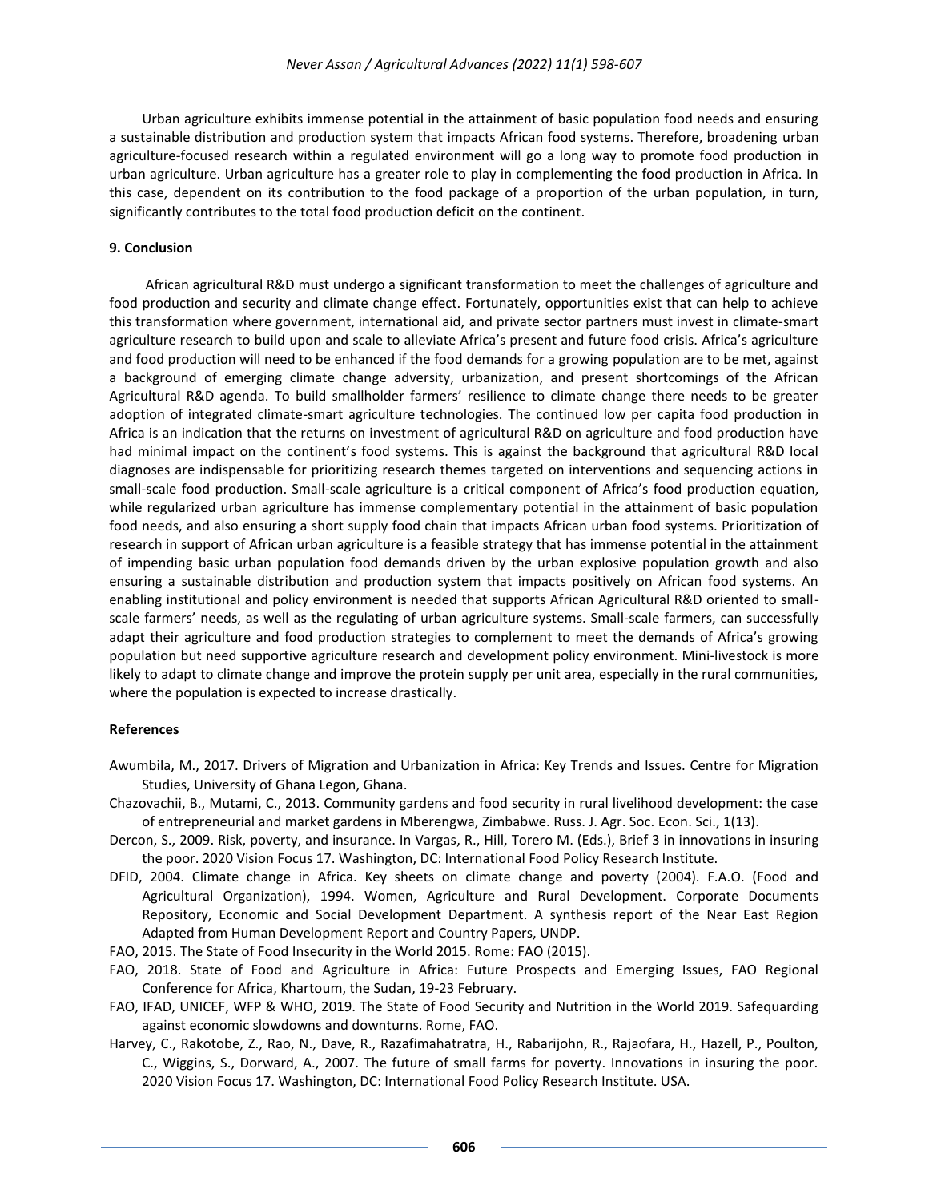Urban agriculture exhibits immense potential in the attainment of basic population food needs and ensuring a sustainable distribution and production system that impacts African food systems. Therefore, broadening urban agriculture-focused research within a regulated environment will go a long way to promote food production in urban agriculture. Urban agriculture has a greater role to play in complementing the food production in Africa. In this case, dependent on its contribution to the food package of a proportion of the urban population, in turn, significantly contributes to the total food production deficit on the continent.

## 9. Conclusion

African agricultural R&D must undergo a significant transformation to meet the challenges of agriculture and food production and security and climate change effect. Fortunately, opportunities exist that can help to achieve this transformation where government, international aid, and private sector partners must invest in climate-smart agriculture research to build upon and scale to alleviate Africa's present and future food crisis. Africa's agriculture and food production will need to be enhanced if the food demands for a growing population are to be met, against a background of emerging climate change adversity, urbanization, and present shortcomings of the African Agricultural R&D agenda. To build smallholder farmers' resilience to climate change there needs to be greater adoption of integrated climate-smart agriculture technologies. The continued low per capita food production in Africa is an indication that the returns on investment of agricultural R&D on agriculture and food production have had minimal impact on the continent's food systems. This is against the background that agricultural R&D local diagnoses are indispensable for prioritizing research themes targeted on interventions and sequencing actions in small-scale food production. Small-scale agriculture is a critical component of Africa's food production equation, while regularized urban agriculture has immense complementary potential in the attainment of basic population food needs, and also ensuring a short supply food chain that impacts African urban food systems. Prioritization of research in support of African urban agriculture is a feasible strategy that has immense potential in the attainment of impending basic urban population food demands driven by the urban explosive population growth and also ensuring a sustainable distribution and production system that impacts positively on African food systems. An enabling institutional and policy environment is needed that supports African Agricultural R&D oriented to small-scale farmers' needs, as well as the regulating of urban agriculture systems. Small-scale farmers, can successfully adapt their agriculture and food production strategies to complement to meet the demands of Africa's growing population but need supportive agriculture research and development policy environment. Mini-livestock is more likely to adapt to climate change and improve the protein supply per unit area, especially in the rural communities, where the population is expected to increase drastically.

## References

Awumbila, M., 2017. Drivers of Migration and Urbanization in Africa: Key Trends and Issues. Centre for Migration Studies, University of Ghana Legon, Ghana.

Chazovachii, B., Mutami, C., 2013. Community gardens and food security in rural livelihood development: the case of entrepreneurial and market gardens in Mberengwa, Zimbabwe. Russ. J. Agr. Soc. Econ. Sci., 1(13).

Dercon, S., 2009. Risk, poverty, and insurance. In Vargas, R., Hill, Torero M. (Eds.), Brief 3 in innovations in insuring the poor. 2020 Vision Focus 17. Washington, DC: International Food Policy Research Institute.

DFID, 2004. Climate change in Africa. Key sheets on climate change and poverty (2004). F.A.O. (Food and Agricultural Organization), 1994. Women, Agriculture and Rural Development. Corporate Documents Repository, Economic and Social Development Department. A synthesis report of the Near East Region Adapted from Human Development Report and Country Papers, UNDP.

FAO, 2015. The State of Food Insecurity in the World 2015. Rome: FAO (2015).

FAO, 2018. State of Food and Agriculture in Africa: Future Prospects and Emerging Issues, FAO Regional Conference for Africa, Khartoum, the Sudan, 19-23 February.

FAO, IFAD, UNICEF, WFP & WHO, 2019. The State of Food Security and Nutrition in the World 2019. Safequarding against economic slowdowns and downturns. Rome, FAO.

Harvey, C., Rakotobe, Z., Rao, N., Dave, R., Razafimahatratra, H., Rabarijohn, R., Rajaofara, H., Hazell, P., Poulton, C., Wiggins, S., Dorward, A., 2007. The future of small farms for poverty. Innovations in insuring the poor. 2020 Vision Focus 17. Washington, DC: International Food Policy Research Institute. USA.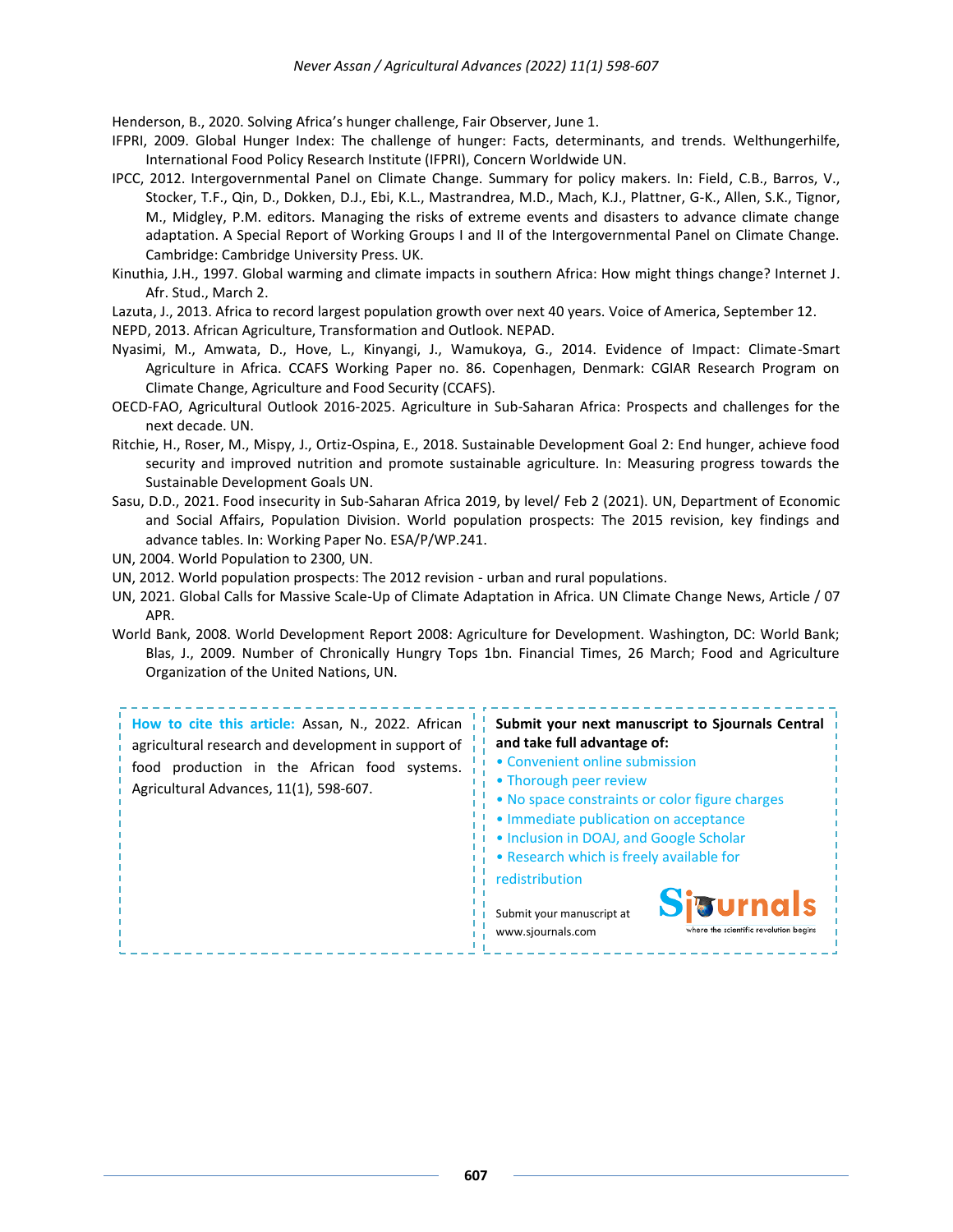Henderson, B., 2020. Solving Africa's hunger challenge, Fair Observer, June 1.

IFPRI, 2009. Global Hunger Index: The challenge of hunger: Facts, determinants, and trends. Welthungerhilfe, International Food Policy Research Institute (IFPRI), Concern Worldwide UN.

IPCC, 2012. Intergovernmental Panel on Climate Change. Summary for policy makers. In: Field, C.B., Barros, V., Stocker, T.F., Qin, D., Dokken, D.J., Ebi, K.L., Mastrandrea, M.D., Mach, K.J., Plattner, G-K., Allen, S.K., Tignor, M., Midgley, P.M. editors. Managing the risks of extreme events and disasters to advance climate change adaptation. A Special Report of Working Groups I and II of the Intergovernmental Panel on Climate Change. Cambridge: Cambridge University Press. UK.

Kinuthia, J.H., 1997. Global warming and climate impacts in southern Africa: How might things change? Internet J. Afr. Stud., March 2.

Lazuta, J., 2013. Africa to record largest population growth over next 40 years. Voice of America, September 12.

NEPD, 2013. African Agriculture, Transformation and Outlook. NEPAD.

Nyasimi, M., Amwata, D., Hove, L., Kinyangi, J., Wamukoya, G., 2014. Evidence of Impact: Climate-Smart Agriculture in Africa. CCAFS Working Paper no. 86. Copenhagen, Denmark: CGIAR Research Program on Climate Change, Agriculture and Food Security (CCAFS).

OECD-FAO, Agricultural Outlook 2016-2025. Agriculture in Sub-Saharan Africa: Prospects and challenges for the next decade. UN.

Ritchie, H., Roser, M., Mispy, J., Ortiz-Ospina, E., 2018. Sustainable Development Goal 2: End hunger, achieve food security and improved nutrition and promote sustainable agriculture. In: Measuring progress towards the Sustainable Development Goals UN.

Sasu, D.D., 2021. Food insecurity in Sub-Saharan Africa 2019, by level/ Feb 2 (2021). UN, Department of Economic and Social Affairs, Population Division. World population prospects: The 2015 revision, key findings and advance tables. In: Working Paper No. ESA/P/WP.241.

UN, 2004. World Population to 2300, UN.

UN, 2012. World population prospects: The 2012 revision - urban and rural populations.

UN, 2021. Global Calls for Massive Scale-Up of Climate Adaptation in Africa. UN Climate Change News, Article / 07 APR.

World Bank, 2008. World Development Report 2008: Agriculture for Development. Washington, DC: World Bank; Blas, J., 2009. Number of Chronically Hungry Tops 1bn. Financial Times, 26 March; Food and Agriculture Organization of the United Nations, UN.

**How to cite this article:** Assan, N., 2022. African agricultural research and development in support of food production in the African food systems. Agricultural Advances, 11(1), 598-607.

**Submit your next manuscript to Sjournals Central and take full advantage of:**

- Convenient online submission
- Thorough peer review
- No space constraints or color figure charges
- Immediate publication on acceptance
- Inclusion in DOAJ, and Google Scholar
- Research which is freely available for redistribution

Submit your manuscript at www.sjournals.com

Sjournals – where the scientific revolution begins